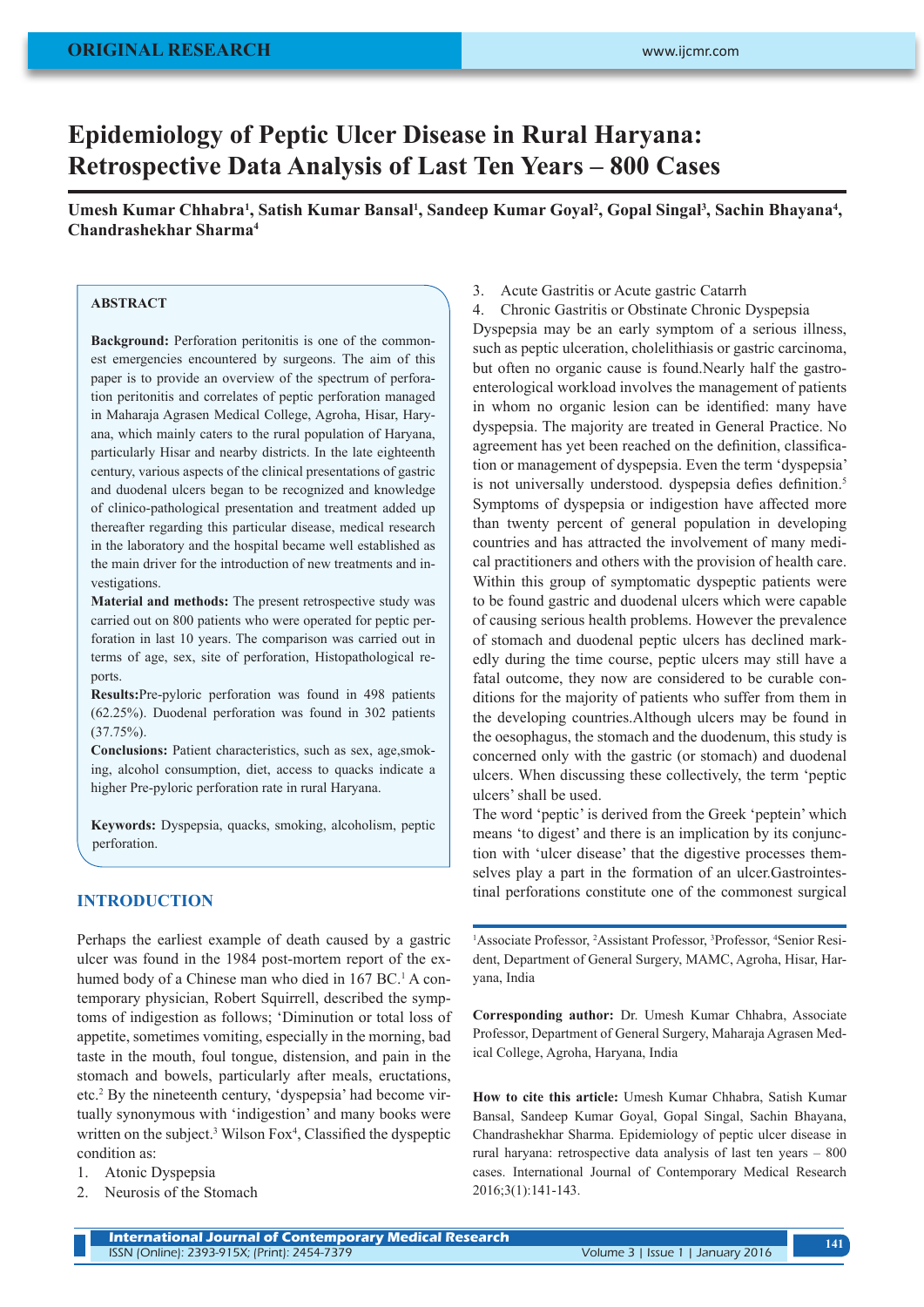ORIGINAL RESEARCH

# Epidemiology of Peptic Ulcer Disease in Rural Haryana: Retrospective Data Analysis of Last Ten Years – 800 Cases

**Umesh Kumar Chhabra[1], Satish Kumar Bansal[1], Sandeep Kumar Goyal[2], Gopal Singal[3], Sachin Bhayana[4], Chandrashekhar Sharma[4]**

## ABSTRACT

**Background:** Perforation peritonitis is one of the commonest emergencies encountered by surgeons. The aim of this paper is to provide an overview of the spectrum of perforation peritonitis and correlates of peptic perforation managed in Maharaja Agrasen Medical College, Agroha, Hisar, Haryana, which mainly caters to the rural population of Haryana, particularly Hisar and nearby districts. In the late eighteenth century, various aspects of the clinical presentations of gastric and duodenal ulcers began to be recognized and knowledge of clinico-pathological presentation and treatment added up thereafter regarding this particular disease, medical research in the laboratory and the hospital became well established as the main driver for the introduction of new treatments and investigations.

**Material and methods:** The present retrospective study was carried out on 800 patients who were operated for peptic perforation in last 10 years. The comparison was carried out in terms of age, sex, site of perforation, Histopathological reports.

**Results:** Pre-pyloric perforation was found in 498 patients (62.25%). Duodenal perforation was found in 302 patients (37.75%).

**Conclusions:** Patient characteristics, such as sex, age, smoking, alcohol consumption, diet, access to quacks indicate a higher Pre-pyloric perforation rate in rural Haryana.

**Keywords:** Dyspepsia, quacks, smoking, alcoholism, peptic perforation.

## INTRODUCTION

Perhaps the earliest example of death caused by a gastric ulcer was found in the 1984 post-mortem report of the exhumed body of a Chinese man who died in 167 BC.[1] A contemporary physician, Robert Squirrell, described the symptoms of indigestion as follows; 'Diminution or total loss of appetite, sometimes vomiting, especially in the morning, bad taste in the mouth, foul tongue, distension, and pain in the stomach and bowels, particularly after meals, eructations, etc.[2] By the nineteenth century, 'dyspepsia' had become virtually synonymous with 'indigestion' and many books were written on the subject.[3] Wilson Fox[4], Classified the dyspeptic condition as:

1. Atonic Dyspepsia
2. Neurosis of the Stomach
3. Acute Gastritis or Acute gastric Catarrh
4. Chronic Gastritis or Obstinate Chronic Dyspepsia

Dyspepsia may be an early symptom of a serious illness, such as peptic ulceration, cholelithiasis or gastric carcinoma, but often no organic cause is found. Nearly half the gastroenterological workload involves the management of patients in whom no organic lesion can be identified: many have dyspepsia. The majority are treated in General Practice. No agreement has yet been reached on the definition, classification or management of dyspepsia. Even the term 'dyspepsia' is not universally understood. dyspepsia defies definition.[5] Symptoms of dyspepsia or indigestion have affected more than twenty percent of general population in developing countries and has attracted the involvement of many medical practitioners and others with the provision of health care. Within this group of symptomatic dyspeptic patients were to be found gastric and duodenal ulcers which were capable of causing serious health problems. However the prevalence of stomach and duodenal peptic ulcers has declined markedly during the time course, peptic ulcers may still have a fatal outcome, they now are considered to be curable conditions for the majority of patients who suffer from them in the developing countries. Although ulcers may be found in the oesophagus, the stomach and the duodenum, this study is concerned only with the gastric (or stomach) and duodenal ulcers. When discussing these collectively, the term 'peptic ulcers' shall be used.

The word 'peptic' is derived from the Greek 'peptein' which means 'to digest' and there is an implication by its conjunction with 'ulcer disease' that the digestive processes themselves play a part in the formation of an ulcer. Gastrointestinal perforations constitute one of the commonest surgical

[1]Associate Professor, [2]Assistant Professor, [3]Professor, [4]Senior Resident, Department of General Surgery, MAMC, Agroha, Hisar, Haryana, India

**Corresponding author:** Dr. Umesh Kumar Chhabra, Associate Professor, Department of General Surgery, Maharaja Agrasen Medical College, Agroha, Haryana, India

**How to cite this article:** Umesh Kumar Chhabra, Satish Kumar Bansal, Sandeep Kumar Goyal, Gopal Singal, Sachin Bhayana, Chandrashekhar Sharma. Epidemiology of peptic ulcer disease in rural haryana: retrospective data analysis of last ten years – 800 cases. International Journal of Contemporary Medical Research 2016;3(1):141-143.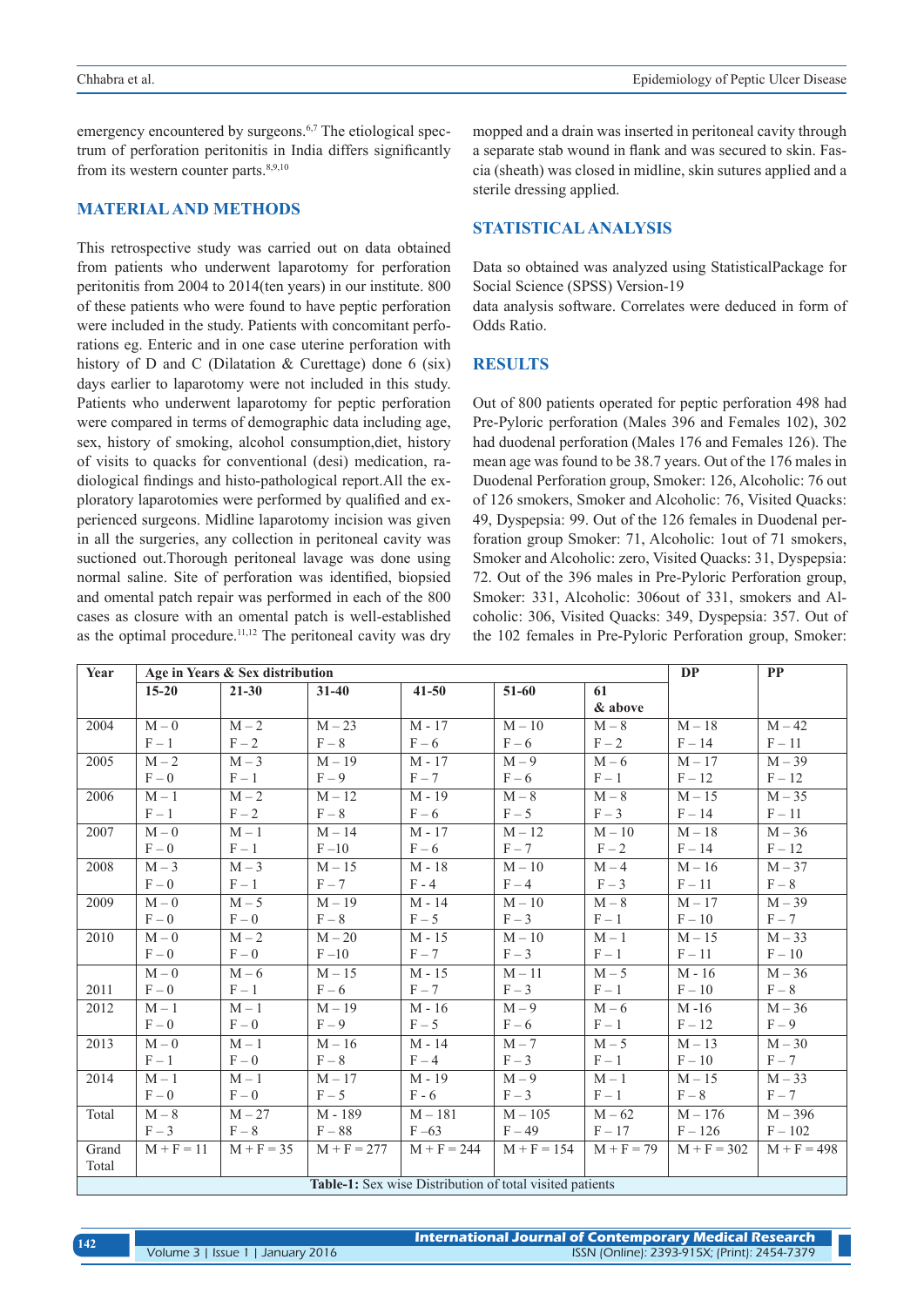emergency encountered by surgeons.[6,7] The etiological spectrum of perforation peritonitis in India differs significantly from its western counter parts.[8,9,10]

## MATERIAL AND METHODS

This retrospective study was carried out on data obtained from patients who underwent laparotomy for perforation peritonitis from 2004 to 2014(ten years) in our institute. 800 of these patients who were found to have peptic perforation were included in the study. Patients with concomitant perforations eg. Enteric and in one case uterine perforation with history of D and C (Dilatation & Curettage) done 6 (six) days earlier to laparotomy were not included in this study. Patients who underwent laparotomy for peptic perforation were compared in terms of demographic data including age, sex, history of smoking, alcohol consumption,diet, history of visits to quacks for conventional (desi) medication, radiological findings and histo-pathological report.All the exploratory laparotomies were performed by qualified and experienced surgeons. Midline laparotomy incision was given in all the surgeries, any collection in peritoneal cavity was suctioned out.Thorough peritoneal lavage was done using normal saline. Site of perforation was identified, biopsied and omental patch repair was performed in each of the 800 cases as closure with an omental patch is well-established as the optimal procedure.[11,12] The peritoneal cavity was dry mopped and a drain was inserted in peritoneal cavity through a separate stab wound in flank and was secured to skin. Fascia (sheath) was closed in midline, skin sutures applied and a sterile dressing applied.

## STATISTICAL ANALYSIS

Data so obtained was analyzed using StatisticalPackage for Social Science (SPSS) Version-19
data analysis software. Correlates were deduced in form of Odds Ratio.

## RESULTS

Out of 800 patients operated for peptic perforation 498 had Pre-Pyloric perforation (Males 396 and Females 102), 302 had duodenal perforation (Males 176 and Females 126). The mean age was found to be 38.7 years. Out of the 176 males in Duodenal Perforation group, Smoker: 126, Alcoholic: 76 out of 126 smokers, Smoker and Alcoholic: 76, Visited Quacks: 49, Dyspepsia: 99. Out of the 126 females in Duodenal perforation group Smoker: 71, Alcoholic: 1out of 71 smokers, Smoker and Alcoholic: zero, Visited Quacks: 31, Dyspepsia: 72. Out of the 396 males in Pre-Pyloric Perforation group, Smoker: 331, Alcoholic: 306out of 331, smokers and Alcoholic: 306, Visited Quacks: 349, Dyspepsia: 357. Out of the 102 females in Pre-Pyloric Perforation group, Smoker:

| Year | Age in Years & Sex distribution | | | | | | DP | PP |
|---|---|---|---|---|---|---|---|---|
| | 15-20 | 21-30 | 31-40 | 41-50 | 51-60 | 61 & above | | |
| 2004 | M – 0<br>F – 1 | M – 2<br>F – 2 | M – 23<br>F – 8 | M - 17<br>F – 6 | M – 10<br>F – 6 | M – 8<br>F – 2 | M – 18<br>F – 14 | M – 42<br>F – 11 |
| 2005 | M – 2<br>F – 0 | M – 3<br>F – 1 | M – 19<br>F – 9 | M - 17<br>F – 7 | M – 9<br>F – 6 | M – 6<br>F – 1 | M – 17<br>F – 12 | M – 39<br>F – 12 |
| 2006 | M – 1<br>F – 1 | M – 2<br>F – 2 | M – 12<br>F – 8 | M - 19<br>F – 6 | M – 8<br>F – 5 | M – 8<br>F – 3 | M – 15<br>F – 14 | M – 35<br>F – 11 |
| 2007 | M – 0<br>F – 0 | M – 1<br>F – 1 | M – 14<br>F –10 | M - 17<br>F – 6 | M – 12<br>F – 7 | M – 10<br>F – 2 | M – 18<br>F – 14 | M – 36<br>F – 12 |
| 2008 | M – 3<br>F – 0 | M – 3<br>F – 1 | M – 15<br>F – 7 | M - 18<br>F - 4 | M – 10<br>F – 4 | M – 4<br>F – 3 | M – 16<br>F – 11 | M – 37<br>F – 8 |
| 2009 | M – 0<br>F – 0 | M – 5<br>F – 0 | M – 19<br>F – 8 | M - 14<br>F – 5 | M – 10<br>F – 3 | M – 8<br>F – 1 | M – 17<br>F – 10 | M – 39<br>F – 7 |
| 2010 | M – 0<br>F – 0 | M – 2<br>F – 0 | M – 20<br>F –10 | M - 15<br>F – 7 | M – 10<br>F – 3 | M – 1<br>F – 1 | M – 15<br>F – 11 | M – 33<br>F – 10 |
| 2011 | M – 0<br>F – 0 | M – 6<br>F – 1 | M – 15<br>F – 6 | M - 15<br>F – 7 | M – 11<br>F – 3 | M – 5<br>F – 1 | M - 16<br>F – 10 | M – 36<br>F – 8 |
| 2012 | M – 1<br>F – 0 | M – 1<br>F – 0 | M – 19<br>F – 9 | M - 16<br>F – 5 | M – 9<br>F – 6 | M – 6<br>F – 1 | M -16<br>F – 12 | M – 36<br>F – 9 |
| 2013 | M – 0<br>F – 1 | M – 1<br>F – 0 | M – 16<br>F – 8 | M - 14<br>F – 4 | M – 7<br>F – 3 | M – 5<br>F – 1 | M – 13<br>F – 10 | M – 30<br>F – 7 |
| 2014 | M – 1<br>F – 0 | M – 1<br>F – 0 | M – 17<br>F – 5 | M - 19<br>F - 6 | M – 9<br>F – 3 | M – 1<br>F – 1 | M – 15<br>F – 8 | M – 33<br>F – 7 |
| Total | M – 8<br>F – 3 | M – 27<br>F – 8 | M - 189<br>F – 88 | M – 181<br>F –63 | M – 105<br>F – 49 | M – 62<br>F – 17 | M – 176<br>F – 126 | M – 396<br>F – 102 |
| Grand Total | M + F = 11 | M + F = 35 | M + F = 277 | M + F = 244 | M + F = 154 | M + F = 79 | M + F = 302 | M + F = 498 |

**Table-1:** Sex wise Distribution of total visited patients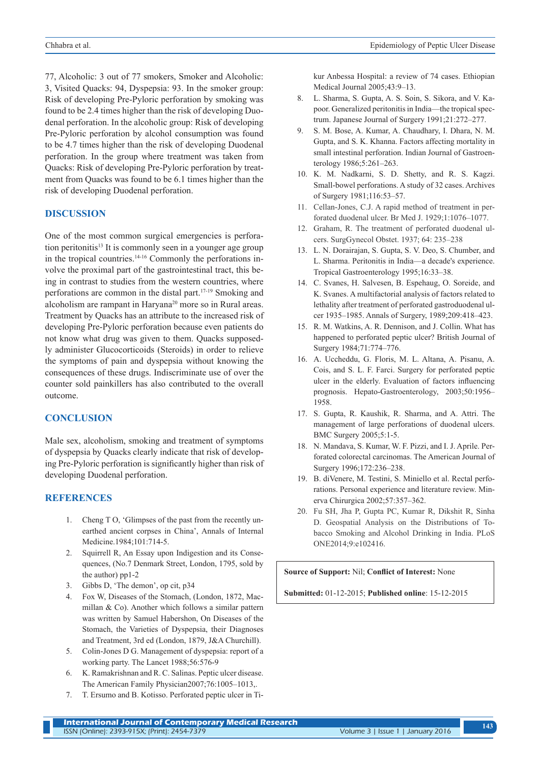77, Alcoholic: 3 out of 77 smokers, Smoker and Alcoholic: 3, Visited Quacks: 94, Dyspepsia: 93. In the smoker group: Risk of developing Pre-Pyloric perforation by smoking was found to be 2.4 times higher than the risk of developing Duodenal perforation. In the alcoholic group: Risk of developing Pre-Pyloric perforation by alcohol consumption was found to be 4.7 times higher than the risk of developing Duodenal perforation. In the group where treatment was taken from Quacks: Risk of developing Pre-Pyloric perforation by treatment from Quacks was found to be 6.1 times higher than the risk of developing Duodenal perforation.

## DISCUSSION

One of the most common surgical emergencies is perforation peritonitis[13] It is commonly seen in a younger age group in the tropical countries.[14-16] Commonly the perforations involve the proximal part of the gastrointestinal tract, this being in contrast to studies from the western countries, where perforations are common in the distal part.[17-19] Smoking and alcoholism are rampant in Haryana[20] more so in Rural areas. Treatment by Quacks has an attribute to the increased risk of developing Pre-Pyloric perforation because even patients do not know what drug was given to them. Quacks supposedly administer Glucocorticoids (Steroids) in order to relieve the symptoms of pain and dyspepsia without knowing the consequences of these drugs. Indiscriminate use of over the counter sold painkillers has also contributed to the overall outcome.

## CONCLUSION

Male sex, alcoholism, smoking and treatment of symptoms of dyspepsia by Quacks clearly indicate that risk of developing Pre-Pyloric perforation is significantly higher than risk of developing Duodenal perforation.

## REFERENCES

1. Cheng T O, 'Glimpses of the past from the recently unearthed ancient corpses in China', Annals of Internal Medicine.1984;101:714-5.
2. Squirrell R, An Essay upon Indigestion and its Consequences, (No.7 Denmark Street, London, 1795, sold by the author) pp1-2
3. Gibbs D, 'The demon', op cit, p34
4. Fox W, Diseases of the Stomach, (London, 1872, Macmillan & Co). Another which follows a similar pattern was written by Samuel Habershon, On Diseases of the Stomach, the Varieties of Dyspepsia, their Diagnoses and Treatment, 3rd ed (London, 1879, J&A Churchill).
5. Colin-Jones D G. Management of dyspepsia: report of a working party. The Lancet 1988;56:576-9
6. K. Ramakrishnan and R. C. Salinas. Peptic ulcer disease. The American Family Physician2007;76:1005–1013,.
7. T. Ersumo and B. Kotisso. Perforated peptic ulcer in Tikur Anbessa Hospital: a review of 74 cases. Ethiopian Medical Journal 2005;43:9–13.
8. L. Sharma, S. Gupta, A. S. Soin, S. Sikora, and V. Kapoor. Generalized peritonitis in India—the tropical spectrum. Japanese Journal of Surgery 1991;21:272–277.
9. S. M. Bose, A. Kumar, A. Chaudhary, I. Dhara, N. M. Gupta, and S. K. Khanna. Factors affecting mortality in small intestinal perforation. Indian Journal of Gastroenterology 1986;5:261–263.
10. K. M. Nadkarni, S. D. Shetty, and R. S. Kagzi. Small-bowel perforations. A study of 32 cases. Archives of Surgery 1981;116:53–57.
11. Cellan-Jones, C.J. A rapid method of treatment in perforated duodenal ulcer. Br Med J. 1929;1:1076–1077.
12. Graham, R. The treatment of perforated duodenal ulcers. SurgGynecol Obstet. 1937; 64: 235–238
13. L. N. Dorairajan, S. Gupta, S. V. Deo, S. Chumber, and L. Sharma. Peritonitis in India—a decade's experience. Tropical Gastroenterology 1995;16:33–38.
14. C. Svanes, H. Salvesen, B. Espehaug, O. Soreide, and K. Svanes. A multifactorial analysis of factors related to lethality after treatment of perforated gastroduodenal ulcer 1935–1985. Annals of Surgery, 1989;209:418–423.
15. R. M. Watkins, A. R. Dennison, and J. Collin. What has happened to perforated peptic ulcer? British Journal of Surgery 1984;71:774–776.
16. A. Uccheddu, G. Floris, M. L. Altana, A. Pisanu, A. Cois, and S. L. F. Farci. Surgery for perforated peptic ulcer in the elderly. Evaluation of factors influencing prognosis. Hepato-Gastroenterology, 2003;50:1956–1958.
17. S. Gupta, R. Kaushik, R. Sharma, and A. Attri. The management of large perforations of duodenal ulcers. BMC Surgery 2005;5:1-5.
18. N. Mandava, S. Kumar, W. F. Pizzi, and I. J. Aprile. Perforated colorectal carcinomas. The American Journal of Surgery 1996;172:236–238.
19. B. diVenere, M. Testini, S. Miniello et al. Rectal perforations. Personal experience and literature review. Minerva Chirurgica 2002;57:357–362.
20. Fu SH, Jha P, Gupta PC, Kumar R, Dikshit R, Sinha D. Geospatial Analysis on the Distributions of Tobacco Smoking and Alcohol Drinking in India. PLoS ONE2014;9:e102416.

**Source of Support:** Nil; **Conflict of Interest:** None

**Submitted:** 01-12-2015; **Published online**: 15-12-2015